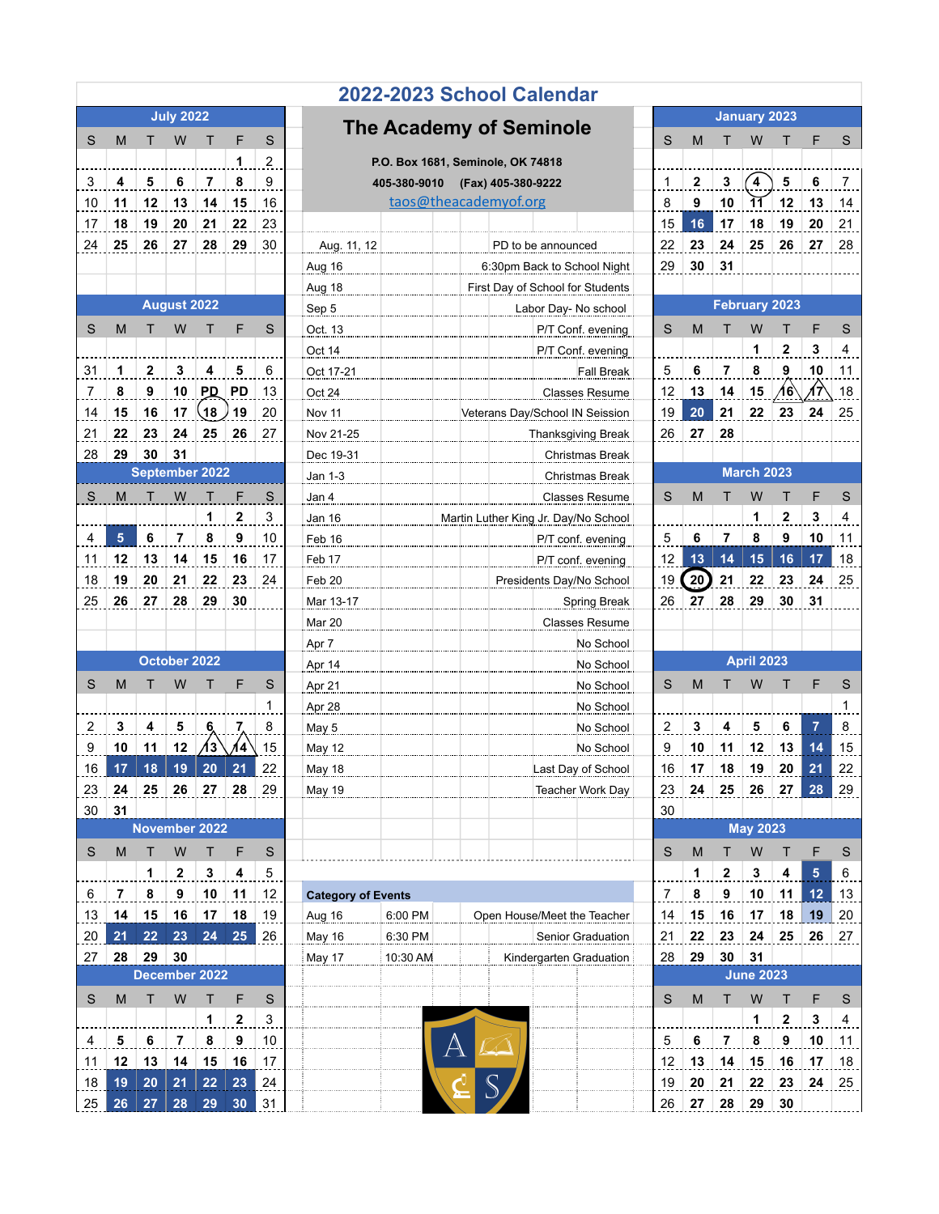# 2022-2023 School Calendar

## The Academy of Seminole

P.O. Box 1681, Seminole, OK 74818

405-380-9010 (Fax) 405-380-9222

taos@theacademyof.org

| Date | Event |
|---|---|
| Aug. 11, 12 | PD to be announced |
| Aug 16 | 6:30pm Back to School Night |
| Aug 18 | First Day of School for Students |
| Sep 5 | Labor Day- No school |
| Oct. 13 | P/T Conf. evening |
| Oct 14 | P/T Conf. evening |
| Oct 17-21 | Fall Break |
| Oct 24 | Classes Resume |
| Nov 11 | Veterans Day/School IN Seission |
| Nov 21-25 | Thanksgiving Break |
| Dec 19-31 | Christmas Break |
| Jan 1-3 | Christmas Break |
| Jan 4 | Classes Resume |
| Jan 16 | Martin Luther King Jr. Day/No School |
| Feb 16 | P/T conf. evening |
| Feb 17 | P/T conf. evening |
| Feb 20 | Presidents Day/No School |
| Mar 13-17 | Spring Break |
| Mar 20 | Classes Resume |
| Apr 7 | No School |
| Apr 14 | No School |
| Apr 21 | No School |
| Apr 28 | No School |
| May 5 | No School |
| May 12 | No School |
| May 18 | Last Day of School |
| May 19 | Teacher Work Day |

**Category of Events**

| Date | Time | Event |
|---|---|---|
| Aug 16 | 6:00 PM | Open House/Meet the Teacher |
| May 16 | 6:30 PM | Senior Graduation |
| May 17 | 10:30 AM | Kindergarten Graduation |

### July 2022

| S | M | T | W | T | F | S |
|---|---|---|---|---|---|---|
| | | | | | 1 | 2 |
| 3 | 4 | 5 | 6 | 7 | 8 | 9 |
| 10 | 11 | 12 | 13 | 14 | 15 | 16 |
| 17 | 18 | 19 | 20 | 21 | 22 | 23 |
| 24 | 25 | 26 | 27 | 28 | 29 | 30 |

### August 2022

| S | M | T | W | T | F | S |
|---|---|---|---|---|---|---|
| 31 | 1 | 2 | 3 | 4 | 5 | 6 |
| 7 | 8 | 9 | 10 | PD | PD | 13 |
| 14 | 15 | 16 | 17 | 18 | 19 | 20 |
| 21 | 22 | 23 | 24 | 25 | 26 | 27 |
| 28 | 29 | 30 | 31 | | | |

### September 2022

| S | M | T | W | T | F | S |
|---|---|---|---|---|---|---|
| | | | | 1 | 2 | 3 |
| 4 | 5 | 6 | 7 | 8 | 9 | 10 |
| 11 | 12 | 13 | 14 | 15 | 16 | 17 |
| 18 | 19 | 20 | 21 | 22 | 23 | 24 |
| 25 | 26 | 27 | 28 | 29 | 30 | |

### October 2022

| S | M | T | W | T | F | S |
|---|---|---|---|---|---|---|
| | | | | | | 1 |
| 2 | 3 | 4 | 5 | 6 | 7 | 8 |
| 9 | 10 | 11 | 12 | 13 | 14 | 15 |
| 16 | 17 | 18 | 19 | 20 | 21 | 22 |
| 23 | 24 | 25 | 26 | 27 | 28 | 29 |
| 30 | 31 | | | | | |

### November 2022

| S | M | T | W | T | F | S |
|---|---|---|---|---|---|---|
| | | 1 | 2 | 3 | 4 | 5 |
| 6 | 7 | 8 | 9 | 10 | 11 | 12 |
| 13 | 14 | 15 | 16 | 17 | 18 | 19 |
| 20 | 21 | 22 | 23 | 24 | 25 | 26 |
| 27 | 28 | 29 | 30 | | | |

### December 2022

| S | M | T | W | T | F | S |
|---|---|---|---|---|---|---|
| | | | | 1 | 2 | 3 |
| 4 | 5 | 6 | 7 | 8 | 9 | 10 |
| 11 | 12 | 13 | 14 | 15 | 16 | 17 |
| 18 | 19 | 20 | 21 | 22 | 23 | 24 |
| 25 | 26 | 27 | 28 | 29 | 30 | 31 |

### January 2023

| S | M | T | W | T | F | S |
|---|---|---|---|---|---|---|
| 1 | 2 | 3 | 4 | 5 | 6 | 7 |
| 8 | 9 | 10 | 11 | 12 | 13 | 14 |
| 15 | 16 | 17 | 18 | 19 | 20 | 21 |
| 22 | 23 | 24 | 25 | 26 | 27 | 28 |
| 29 | 30 | 31 | | | | |

### February 2023

| S | M | T | W | T | F | S |
|---|---|---|---|---|---|---|
| | | | 1 | 2 | 3 | 4 |
| 5 | 6 | 7 | 8 | 9 | 10 | 11 |
| 12 | 13 | 14 | 15 | 16 | 17 | 18 |
| 19 | 20 | 21 | 22 | 23 | 24 | 25 |
| 26 | 27 | 28 | | | | |

### March 2023

| S | M | T | W | T | F | S |
|---|---|---|---|---|---|---|
| | | | 1 | 2 | 3 | 4 |
| 5 | 6 | 7 | 8 | 9 | 10 | 11 |
| 12 | 13 | 14 | 15 | 16 | 17 | 18 |
| 19 | 20 | 21 | 22 | 23 | 24 | 25 |
| 26 | 27 | 28 | 29 | 30 | 31 | |

### April 2023

| S | M | T | W | T | F | S |
|---|---|---|---|---|---|---|
| | | | | | | 1 |
| 2 | 3 | 4 | 5 | 6 | 7 | 8 |
| 9 | 10 | 11 | 12 | 13 | 14 | 15 |
| 16 | 17 | 18 | 19 | 20 | 21 | 22 |
| 23 | 24 | 25 | 26 | 27 | 28 | 29 |
| 30 | | | | | | |

### May 2023

| S | M | T | W | T | F | S |
|---|---|---|---|---|---|---|
| | 1 | 2 | 3 | 4 | 5 | 6 |
| 7 | 8 | 9 | 10 | 11 | 12 | 13 |
| 14 | 15 | 16 | 17 | 18 | 19 | 20 |
| 21 | 22 | 23 | 24 | 25 | 26 | 27 |
| 28 | 29 | 30 | 31 | | | |

### June 2023

| S | M | T | W | T | F | S |
|---|---|---|---|---|---|---|
| | | | 1 | 2 | 3 | 4 |
| 5 | 6 | 7 | 8 | 9 | 10 | 11 |
| 12 | 13 | 14 | 15 | 16 | 17 | 18 |
| 19 | 20 | 21 | 22 | 23 | 24 | 25 |
| 26 | 27 | 28 | 29 | 30 | | |